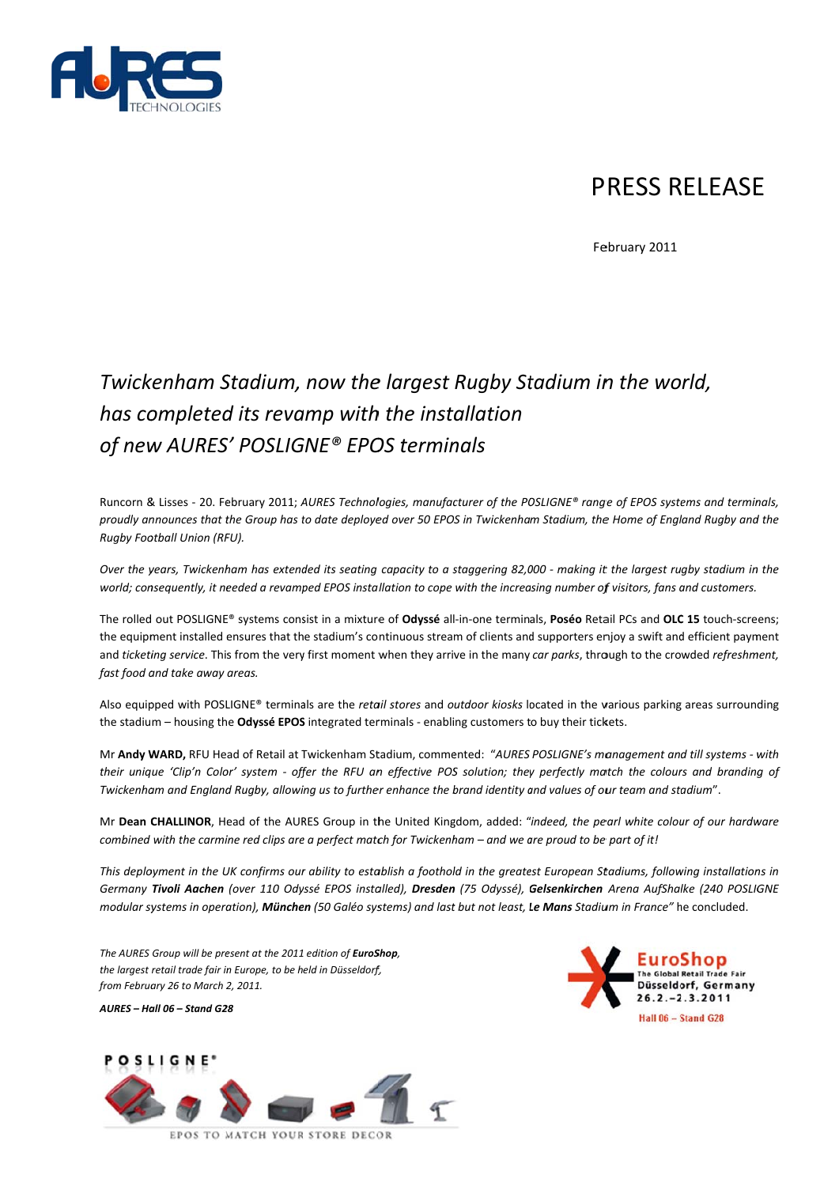# PRESS RELEASE

February 2011

## *Twickenham Stadium, now the largest Rugby Stadium in the world, has completed its revamp with the installation of new AURES' POSLIGNE® EPOS terminals*

Runcorn & Lisses - 20. February 2011; *AURES Technologies, manufacturer of the POSLIGNE® range of EPOS systems and terminals, proudly announces that the Group has to date deployed over 50 EPOS in Twickenham Stadium, the Home of England Rugby and the Rugby Football Union (RFU).*

*Over the years, Twickenham has extended its seating capacity to a staggering 82,000 - making it the largest rugby stadium in the world; consequently, it needed a revamped EPOS installation to cope with the increasing number of visitors, fans and customers.*

The rolled out POSLIGNE® systems consist in a mixture of **Odyssé** all-in-one terminals, **Poséo** Retail PCs and **OLC 15** touch-screens; the equipment installed ensures that the stadium's continuous stream of clients and supporters enjoy a swift and efficient payment and *ticketing service*. This from the very first moment when they arrive in the many *car parks*, through to the crowded *refreshment, fast food and take away areas.*

Also equipped with POSLIGNE® terminals are the *retail stores* and *outdoor kiosks* located in the various parking areas surrounding the stadium – housing the **Odyssé EPOS** integrated terminals - enabling customers to buy their tickets.

Mr **Andy WARD,** RFU Head of Retail at Twickenham Stadium, commented: "*AURES POSLIGNE's management and till systems - with their unique 'Clip'n Color' system - offer the RFU an effective POS solution; they perfectly match the colours and branding of Twickenham and England Rugby, allowing us to further enhance the brand identity and values of our team and stadium*".

Mr **Dean CHALLINOR**, Head of the AURES Group in the United Kingdom, added: "*indeed, the pearl white colour of our hardware combined with the carmine red clips are a perfect match for Twickenham – and we are proud to be part of it!*

*This deployment in the UK confirms our ability to establish a foothold in the greatest European Stadiums, following installations in Germany **Tivoli Aachen** (over 110 Odyssé EPOS installed), **Dresden** (75 Odyssé), **Gelsenkirchen** Arena AufShalke (240 POSLIGNE modular systems in operation), **München** (50 Galéo systems) and last but not least, **Le Mans** Stadium in France"* he concluded.

*The AURES Group will be present at the 2011 edition of **EuroShop**, the largest retail trade fair in Europe, to be held in Düsseldorf, from February 26 to March 2, 2011.*

***AURES – Hall 06 – Stand G28***

EuroShop
The Global Retail Trade Fair
Düsseldorf, Germany
26.2.–2.3.2011
Hall 06 – Stand G28

POSLIGNE®

EPOS TO MATCH YOUR STORE DECOR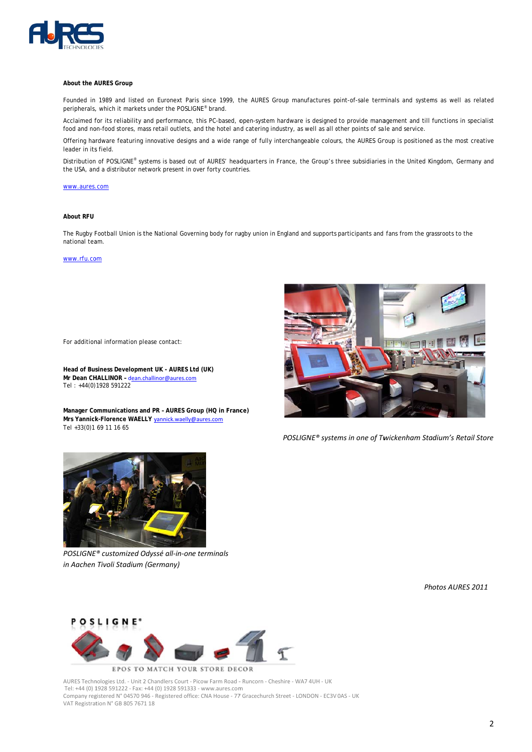### About the AURES Group

Founded in 1989 and listed on Euronext Paris since 1999, the AURES Group manufactures point-of-sale terminals and systems as well as related peripherals, which it markets under the POSLIGNE® brand.

Acclaimed for its reliability and performance, this PC-based, open-system hardware is designed to provide management and till functions in specialist food and non-food stores, mass retail outlets, and the hotel and catering industry, as well as all other points of sale and service.

Offering hardware featuring innovative designs and a wide range of fully interchangeable colours, the AURES Group is positioned as the most creative leader in its field.

Distribution of POSLIGNE® systems is based out of AURES' headquarters in France, the Group's three subsidiaries in the United Kingdom, Germany and the USA, and a distributor network present in over forty countries.

www.aures.com

### About RFU

The Rugby Football Union is the National Governing body for rugby union in England and supports participants and fans from the grassroots to the national team.

www.rfu.com

For additional information please contact:

**Head of Business Development UK - AURES Ltd (UK)**
**Mr Dean CHALLINOR –** dean.challinor@aures.com
Tel : +44(0)1928 591222

**Manager Communications and PR – AURES Group (HQ in France)**
**Mrs Yannick-Florence WAELLY** yannick.waelly@aures.com
Tel +33(0)1 69 11 16 65

*POSLIGNE® systems in one of Twickenham Stadium's Retail Store*

*POSLIGNE® customized Odyssé all-in-one terminals in Aachen Tivoli Stadium (Germany)*

*Photos AURES 2011*

AURES Technologies Ltd. - Unit 2 Chandlers Court - Picow Farm Road - Runcorn - Cheshire - WA7 4UH - UK
Tel: +44 (0) 1928 591222 - Fax: +44 (0) 1928 591333 - www.aures.com
Company registered N° 04570 946 - Registered office: CNA House - 77 Gracechurch Street - LONDON - EC3V 0AS - UK
VAT Registration N° GB 805 7671 18